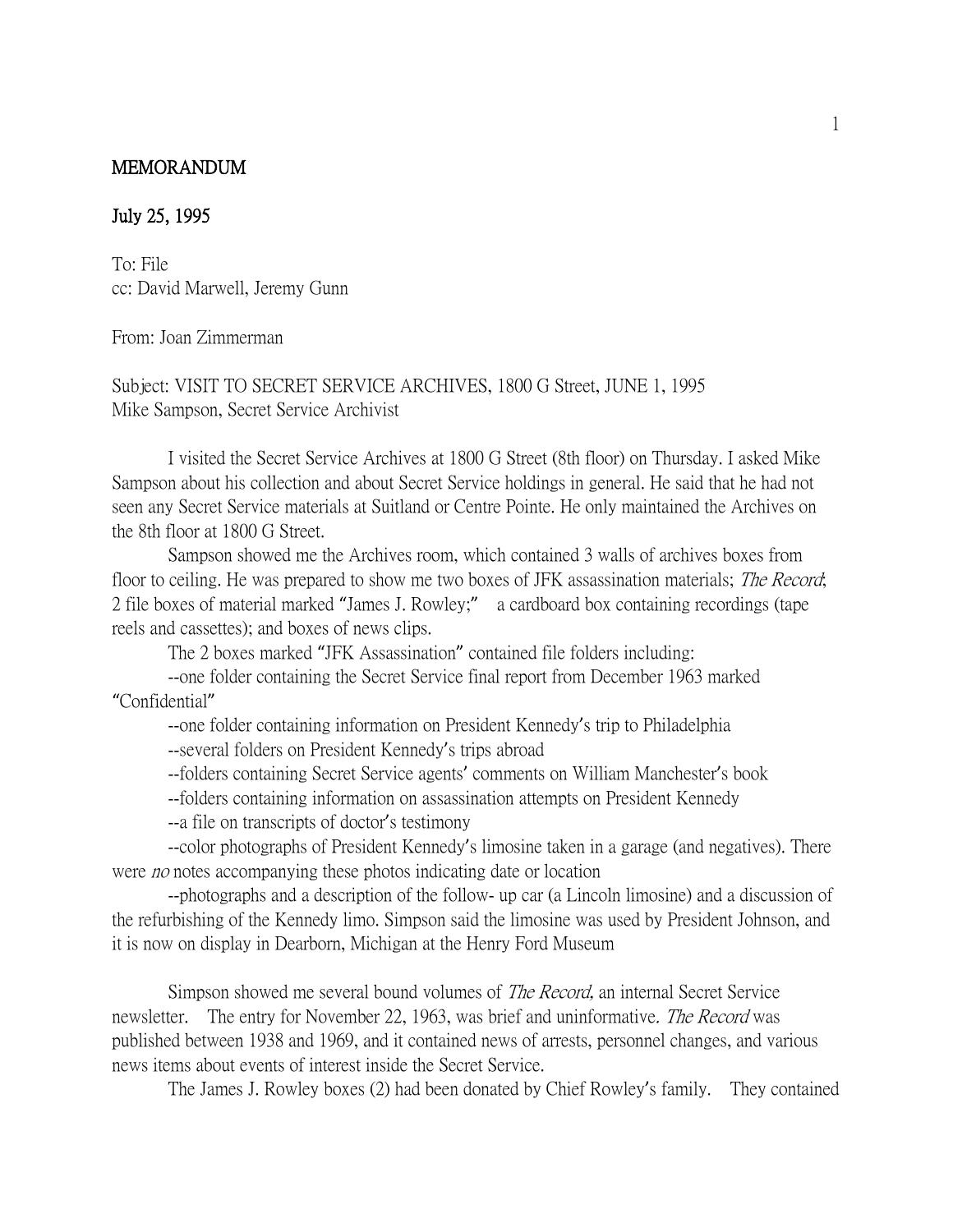**MEMORANDUM**

**July 25, 1995**

To: File
cc: David Marwell, Jeremy Gunn

From: Joan Zimmerman

Subject: VISIT TO SECRET SERVICE ARCHIVES, 1800 G Street, JUNE 1, 1995
Mike Sampson, Secret Service Archivist

I visited the Secret Service Archives at 1800 G Street (8th floor) on Thursday. I asked Mike Sampson about his collection and about Secret Service holdings in general. He said that he had not seen any Secret Service materials at Suitland or Centre Pointe. He only maintained the Archives on the 8th floor at 1800 G Street.

Sampson showed me the Archives room, which contained 3 walls of archives boxes from floor to ceiling. He was prepared to show me two boxes of JFK assassination materials; *The Record*; 2 file boxes of material marked "James J. Rowley;" a cardboard box containing recordings (tape reels and cassettes); and boxes of news clips.

The 2 boxes marked "JFK Assassination" contained file folders including:

--one folder containing the Secret Service final report from December 1963 marked "Confidential"

--one folder containing information on President Kennedy's trip to Philadelphia

--several folders on President Kennedy's trips abroad

--folders containing Secret Service agents' comments on William Manchester's book

--folders containing information on assassination attempts on President Kennedy

--a file on transcripts of doctor's testimony

--color photographs of President Kennedy's limosine taken in a garage (and negatives). There were *no* notes accompanying these photos indicating date or location

--photographs and a description of the follow- up car (a Lincoln limosine) and a discussion of the refurbishing of the Kennedy limo. Simpson said the limosine was used by President Johnson, and it is now on display in Dearborn, Michigan at the Henry Ford Museum

Simpson showed me several bound volumes of *The Record*, an internal Secret Service newsletter. The entry for November 22, 1963, was brief and uninformative. *The Record* was published between 1938 and 1969, and it contained news of arrests, personnel changes, and various news items about events of interest inside the Secret Service.

The James J. Rowley boxes (2) had been donated by Chief Rowley's family. They contained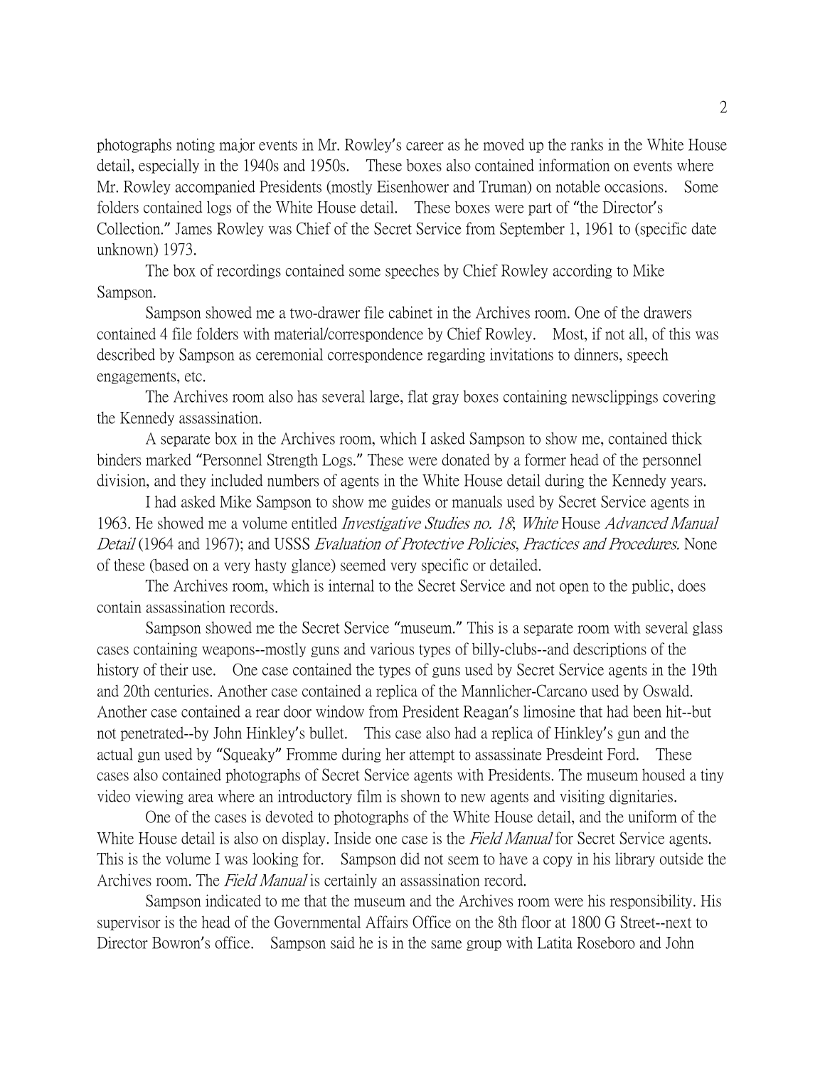photographs noting major events in Mr. Rowley's career as he moved up the ranks in the White House detail, especially in the 1940s and 1950s. These boxes also contained information on events where Mr. Rowley accompanied Presidents (mostly Eisenhower and Truman) on notable occasions. Some folders contained logs of the White House detail. These boxes were part of "the Director's Collection." James Rowley was Chief of the Secret Service from September 1, 1961 to (specific date unknown) 1973.

The box of recordings contained some speeches by Chief Rowley according to Mike Sampson.

Sampson showed me a two-drawer file cabinet in the Archives room. One of the drawers contained 4 file folders with material/correspondence by Chief Rowley. Most, if not all, of this was described by Sampson as ceremonial correspondence regarding invitations to dinners, speech engagements, etc.

The Archives room also has several large, flat gray boxes containing newsclippings covering the Kennedy assassination.

A separate box in the Archives room, which I asked Sampson to show me, contained thick binders marked "Personnel Strength Logs." These were donated by a former head of the personnel division, and they included numbers of agents in the White House detail during the Kennedy years.

I had asked Mike Sampson to show me guides or manuals used by Secret Service agents in 1963. He showed me a volume entitled *Investigative Studies no. 18*; *White* House *Advanced Manual Detail* (1964 and 1967); and USSS *Evaluation of Protective Policies, Practices and Procedures.* None of these (based on a very hasty glance) seemed very specific or detailed.

The Archives room, which is internal to the Secret Service and not open to the public, does contain assassination records.

Sampson showed me the Secret Service "museum." This is a separate room with several glass cases containing weapons--mostly guns and various types of billy-clubs--and descriptions of the history of their use. One case contained the types of guns used by Secret Service agents in the 19th and 20th centuries. Another case contained a replica of the Mannlicher-Carcano used by Oswald. Another case contained a rear door window from President Reagan's limosine that had been hit--but not penetrated--by John Hinkley's bullet. This case also had a replica of Hinkley's gun and the actual gun used by "Squeaky" Fromme during her attempt to assassinate Presdeint Ford. These cases also contained photographs of Secret Service agents with Presidents. The museum housed a tiny video viewing area where an introductory film is shown to new agents and visiting dignitaries.

One of the cases is devoted to photographs of the White House detail, and the uniform of the White House detail is also on display. Inside one case is the *Field Manual* for Secret Service agents. This is the volume I was looking for. Sampson did not seem to have a copy in his library outside the Archives room. The *Field Manual* is certainly an assassination record.

Sampson indicated to me that the museum and the Archives room were his responsibility. His supervisor is the head of the Governmental Affairs Office on the 8th floor at 1800 G Street--next to Director Bowron's office. Sampson said he is in the same group with Latita Roseboro and John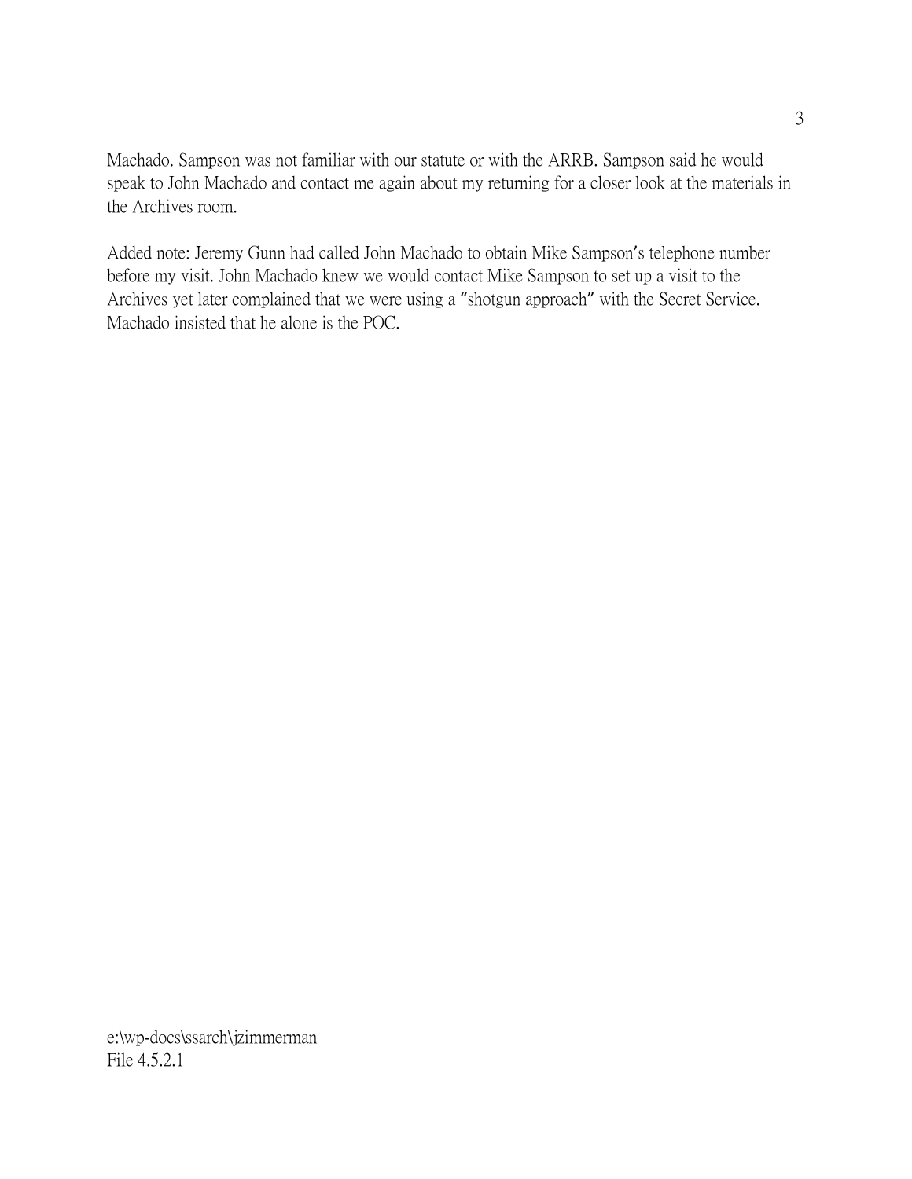Machado. Sampson was not familiar with our statute or with the ARRB. Sampson said he would speak to John Machado and contact me again about my returning for a closer look at the materials in the Archives room.

Added note: Jeremy Gunn had called John Machado to obtain Mike Sampson's telephone number before my visit. John Machado knew we would contact Mike Sampson to set up a visit to the Archives yet later complained that we were using a "shotgun approach" with the Secret Service. Machado insisted that he alone is the POC.

e:\wp-docs\ssarch\jzimmerman
File 4.5.2.1